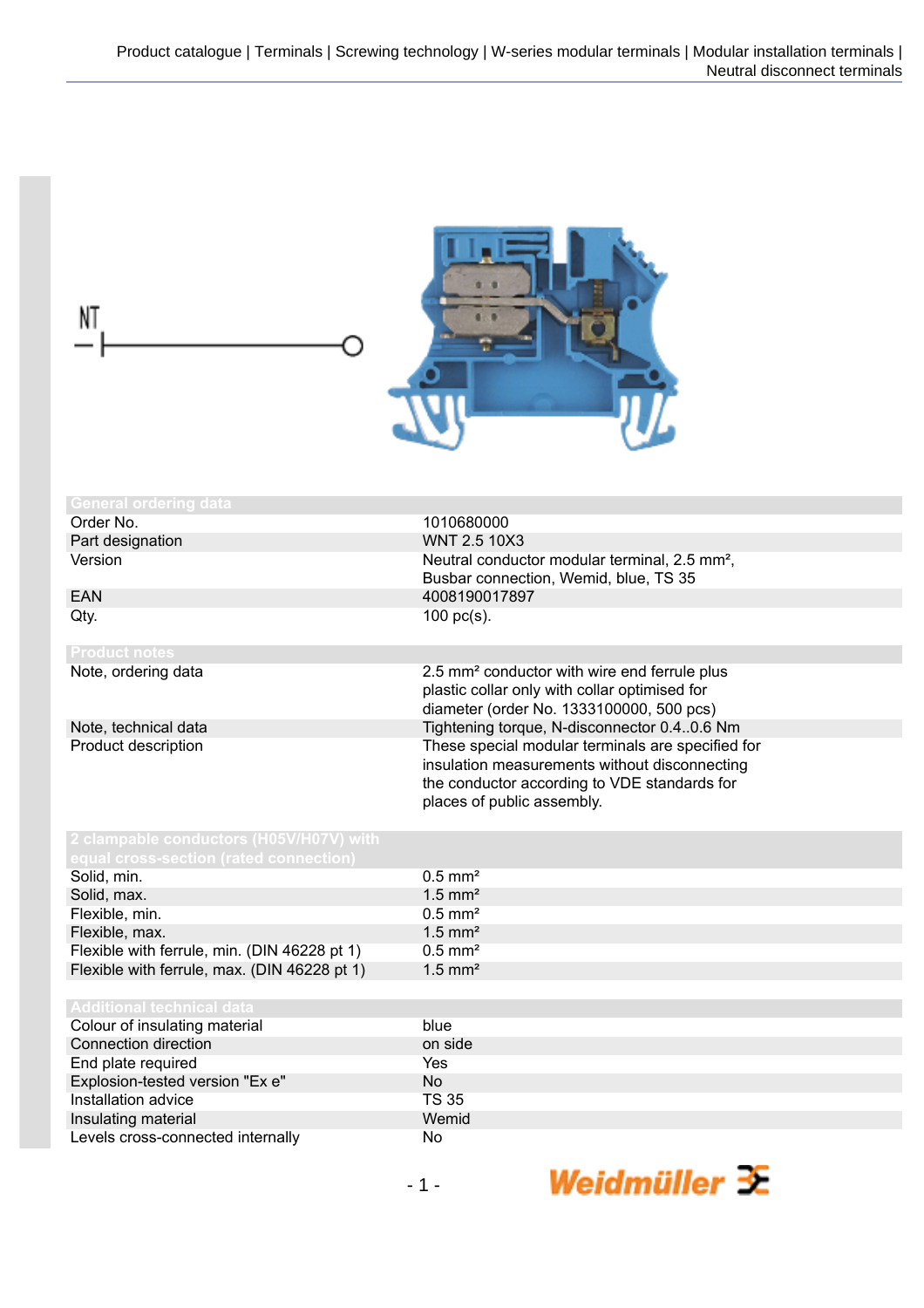Product catalogue | Terminals | Screwing technology | W-series modular terminals | Modular installation terminals | Neutral disconnect terminals

NT

| General ordering data | |
|---|---|
| Order No. | 1010680000 |
| Part designation | WNT 2.5 10X3 |
| Version | Neutral conductor modular terminal, 2.5 mm², Busbar connection, Wemid, blue, TS 35 |
| EAN | 4008190017897 |
| Qty. | 100 pc(s). |

| Product notes | |
|---|---|
| Note, ordering data | 2.5 mm² conductor with wire end ferrule plus plastic collar only with collar optimised for diameter (order No. 1333100000, 500 pcs) |
| Note, technical data | Tightening torque, N-disconnector 0.4..0.6 Nm |
| Product description | These special modular terminals are specified for insulation measurements without disconnecting the conductor according to VDE standards for places of public assembly. |

| 2 clampable conductors (H05V/H07V) with equal cross-section (rated connection) | |
|---|---|
| Solid, min. | 0.5 mm² |
| Solid, max. | 1.5 mm² |
| Flexible, min. | 0.5 mm² |
| Flexible, max. | 1.5 mm² |
| Flexible with ferrule, min. (DIN 46228 pt 1) | 0.5 mm² |
| Flexible with ferrule, max. (DIN 46228 pt 1) | 1.5 mm² |

| Additional technical data | |
|---|---|
| Colour of insulating material | blue |
| Connection direction | on side |
| End plate required | Yes |
| Explosion-tested version "Ex e" | No |
| Installation advice | TS 35 |
| Insulating material | Wemid |
| Levels cross-connected internally | No |

Weidmüller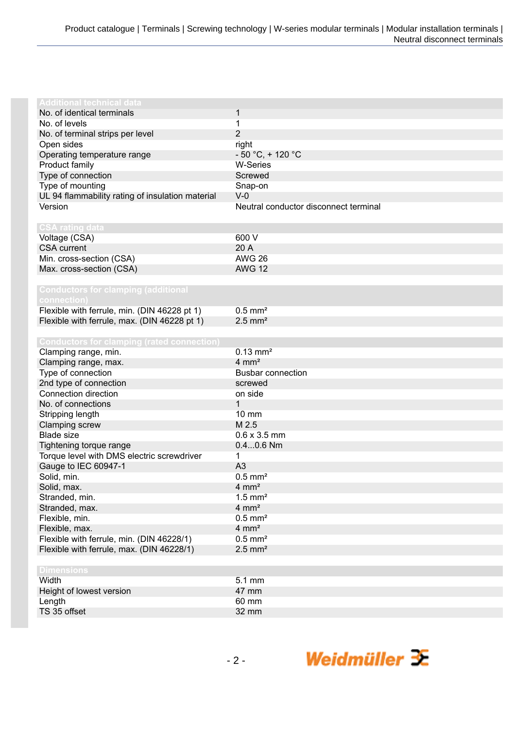| Additional technical data | |
|---|---|
| No. of identical terminals | 1 |
| No. of levels | 1 |
| No. of terminal strips per level | 2 |
| Open sides | right |
| Operating temperature range | - 50 °C, + 120 °C |
| Product family | W-Series |
| Type of connection | Screwed |
| Type of mounting | Snap-on |
| UL 94 flammability rating of insulation material | V-0 |
| Version | Neutral conductor disconnect terminal |

| CSA rating data | |
|---|---|
| Voltage (CSA) | 600 V |
| CSA current | 20 A |
| Min. cross-section (CSA) | AWG 26 |
| Max. cross-section (CSA) | AWG 12 |

| Conductors for clamping (additional connection) | |
|---|---|
| Flexible with ferrule, min. (DIN 46228 pt 1) | 0.5 mm² |
| Flexible with ferrule, max. (DIN 46228 pt 1) | 2.5 mm² |

| Conductors for clamping (rated connection) | |
|---|---|
| Clamping range, min. | 0.13 mm² |
| Clamping range, max. | 4 mm² |
| Type of connection | Busbar connection |
| 2nd type of connection | screwed |
| Connection direction | on side |
| No. of connections | 1 |
| Stripping length | 10 mm |
| Clamping screw | M 2.5 |
| Blade size | 0.6 x 3.5 mm |
| Tightening torque range | 0.4...0.6 Nm |
| Torque level with DMS electric screwdriver | 1 |
| Gauge to IEC 60947-1 | A3 |
| Solid, min. | 0.5 mm² |
| Solid, max. | 4 mm² |
| Stranded, min. | 1.5 mm² |
| Stranded, max. | 4 mm² |
| Flexible, min. | 0.5 mm² |
| Flexible, max. | 4 mm² |
| Flexible with ferrule, min. (DIN 46228/1) | 0.5 mm² |
| Flexible with ferrule, max. (DIN 46228/1) | 2.5 mm² |

| Dimensions | |
|---|---|
| Width | 5.1 mm |
| Height of lowest version | 47 mm |
| Length | 60 mm |
| TS 35 offset | 32 mm |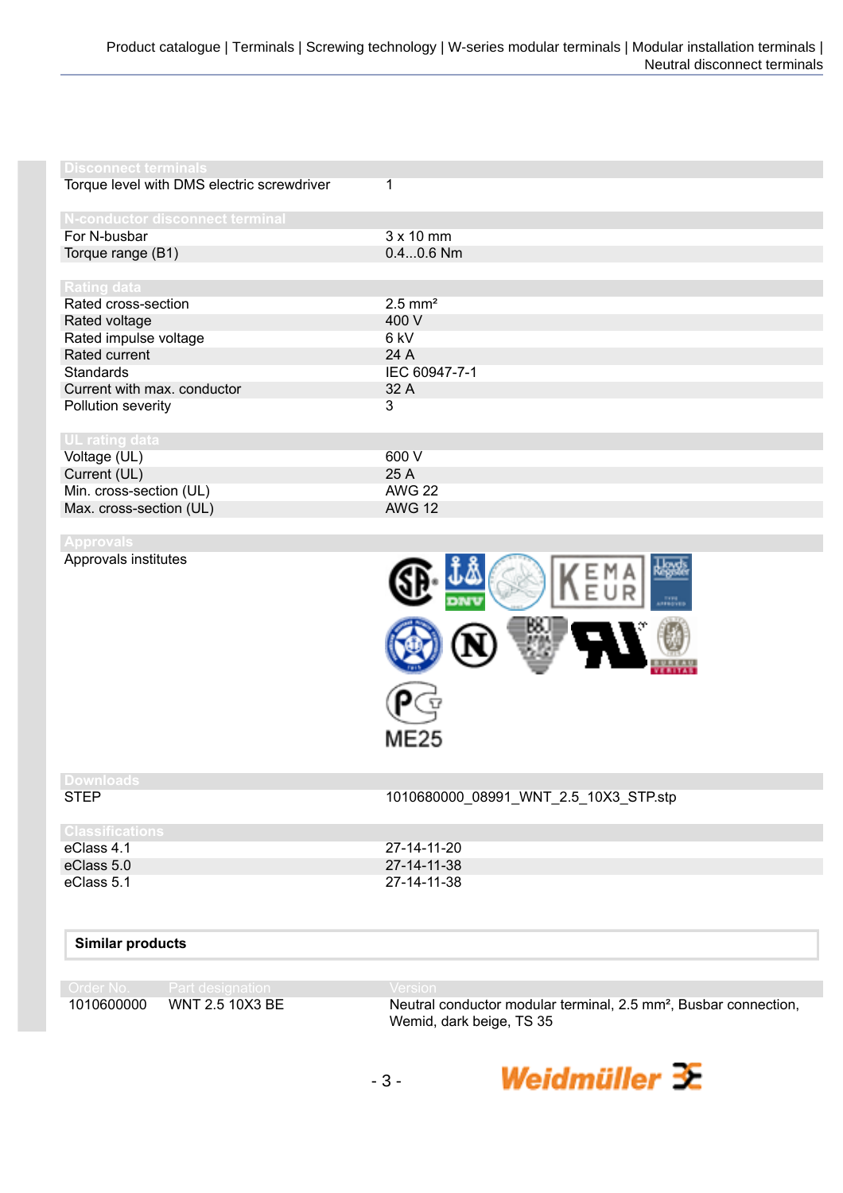| Disconnect terminals | |
|---|---|
| Torque level with DMS electric screwdriver | 1 |

| N-conductor disconnect terminal | |
|---|---|
| For N-busbar | 3 x 10 mm |
| Torque range (B1) | 0.4...0.6 Nm |

| Rating data | |
|---|---|
| Rated cross-section | 2.5 mm² |
| Rated voltage | 400 V |
| Rated impulse voltage | 6 kV |
| Rated current | 24 A |
| Standards | IEC 60947-7-1 |
| Current with max. conductor | 32 A |
| Pollution severity | 3 |

| UL rating data | |
|---|---|
| Voltage (UL) | 600 V |
| Current (UL) | 25 A |
| Min. cross-section (UL) | AWG 22 |
| Max. cross-section (UL) | AWG 12 |

| Approvals | |
|---|---|
| Approvals institutes | ME25 |

| Downloads | |
|---|---|
| STEP | 1010680000_08991_WNT_2.5_10X3_STP.stp |

| Classifications | |
|---|---|
| eClass 4.1 | 27-14-11-20 |
| eClass 5.0 | 27-14-11-38 |
| eClass 5.1 | 27-14-11-38 |

**Similar products**

| Order No. | Part designation | Version |
|---|---|---|
| 1010600000 | WNT 2.5 10X3 BE | Neutral conductor modular terminal, 2.5 mm², Busbar connection, Wemid, dark beige, TS 35 |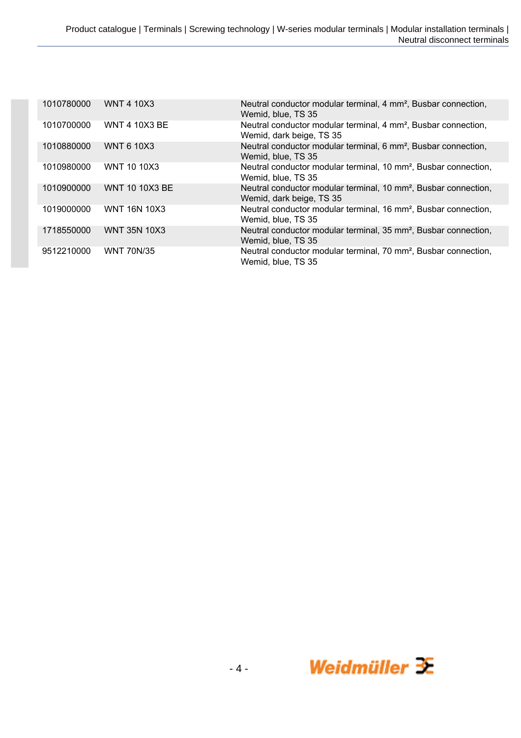| | | |
|---|---|---|
| 1010780000 | WNT 4 10X3 | Neutral conductor modular terminal, 4 mm², Busbar connection, Wemid, blue, TS 35 |
| 1010700000 | WNT 4 10X3 BE | Neutral conductor modular terminal, 4 mm², Busbar connection, Wemid, dark beige, TS 35 |
| 1010880000 | WNT 6 10X3 | Neutral conductor modular terminal, 6 mm², Busbar connection, Wemid, blue, TS 35 |
| 1010980000 | WNT 10 10X3 | Neutral conductor modular terminal, 10 mm², Busbar connection, Wemid, blue, TS 35 |
| 1010900000 | WNT 10 10X3 BE | Neutral conductor modular terminal, 10 mm², Busbar connection, Wemid, dark beige, TS 35 |
| 1019000000 | WNT 16N 10X3 | Neutral conductor modular terminal, 16 mm², Busbar connection, Wemid, blue, TS 35 |
| 1718550000 | WNT 35N 10X3 | Neutral conductor modular terminal, 35 mm², Busbar connection, Wemid, blue, TS 35 |
| 9512210000 | WNT 70N/35 | Neutral conductor modular terminal, 70 mm², Busbar connection, Wemid, blue, TS 35 |